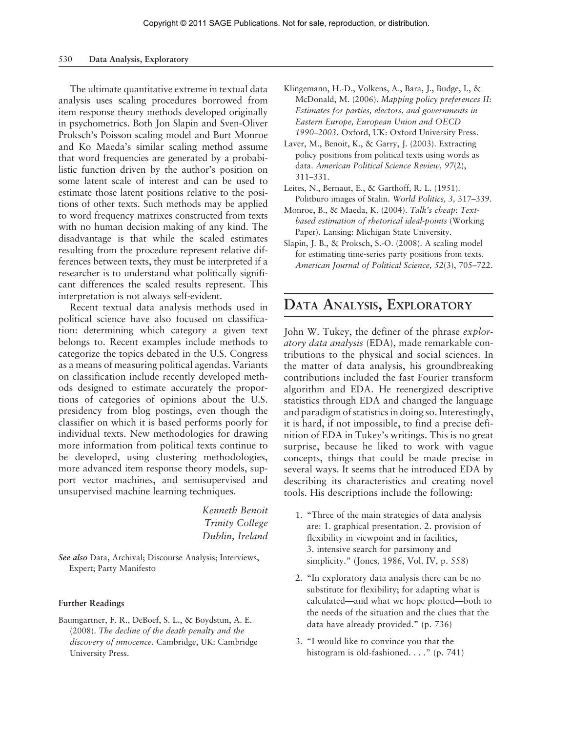The ultimate quantitative extreme in textual data analysis uses scaling procedures borrowed from item response theory methods developed originally in psychometrics. Both Jon Slapin and Sven-Oliver Proksch's Poisson scaling model and Burt Monroe and Ko Maeda's similar scaling method assume that word frequencies are generated by a probabilistic function driven by the author's position on some latent scale of interest and can be used to estimate those latent positions relative to the positions of other texts. Such methods may be applied to word frequency matrixes constructed from texts with no human decision making of any kind. The disadvantage is that while the scaled estimates resulting from the procedure represent relative differences between texts, they must be interpreted if a researcher is to understand what politically significant differences the scaled results represent. This interpretation is not always self-evident.

Recent textual data analysis methods used in political science have also focused on classification: determining which category a given text belongs to. Recent examples include methods to categorize the topics debated in the U.S. Congress as a means of measuring political agendas. Variants on classification include recently developed methods designed to estimate accurately the proportions of categories of opinions about the U.S. presidency from blog postings, even though the classifier on which it is based performs poorly for individual texts. New methodologies for drawing more information from political texts continue to be developed, using clustering methodologies, more advanced item response theory models, support vector machines, and semisupervised and unsupervised machine learning techniques.

*Kenneth Benoit*
*Trinity College*
*Dublin, Ireland*

***See also*** Data, Archival; Discourse Analysis; Interviews, Expert; Party Manifesto

#### Further Readings

Baumgartner, F. R., DeBoef, S. L., & Boydstun, A. E. (2008). *The decline of the death penalty and the discovery of innocence.* Cambridge, UK: Cambridge University Press.

Klingemann, H.-D., Volkens, A., Bara, J., Budge, I., & McDonald, M. (2006). *Mapping policy preferences II: Estimates for parties, electors, and governments in Eastern Europe, European Union and OECD 1990–2003.* Oxford, UK: Oxford University Press.

Laver, M., Benoit, K., & Garry, J. (2003). Extracting policy positions from political texts using words as data. *American Political Science Review, 97*(2), 311–331.

Leites, N., Bernaut, E., & Garthoff, R. L. (1951). Politburo images of Stalin. *World Politics, 3,* 317–339.

Monroe, B., & Maeda, K. (2004). *Talk's cheap: Text-based estimation of rhetorical ideal-points* (Working Paper). Lansing: Michigan State University.

Slapin, J. B., & Proksch, S.-O. (2008). A scaling model for estimating time-series party positions from texts. *American Journal of Political Science, 52*(3), 705–722.

## Data Analysis, Exploratory

John W. Tukey, the definer of the phrase *exploratory data analysis* (EDA), made remarkable contributions to the physical and social sciences. In the matter of data analysis, his groundbreaking contributions included the fast Fourier transform algorithm and EDA. He reenergized descriptive statistics through EDA and changed the language and paradigm of statistics in doing so. Interestingly, it is hard, if not impossible, to find a precise definition of EDA in Tukey's writings. This is no great surprise, because he liked to work with vague concepts, things that could be made precise in several ways. It seems that he introduced EDA by describing its characteristics and creating novel tools. His descriptions include the following:

1. "Three of the main strategies of data analysis are: 1. graphical presentation. 2. provision of flexibility in viewpoint and in facilities, 3. intensive search for parsimony and simplicity." (Jones, 1986, Vol. IV, p. 558)
2. "In exploratory data analysis there can be no substitute for flexibility; for adapting what is calculated—and what we hope plotted—both to the needs of the situation and the clues that the data have already provided." (p. 736)
3. "I would like to convince you that the histogram is old-fashioned. . . ." (p. 741)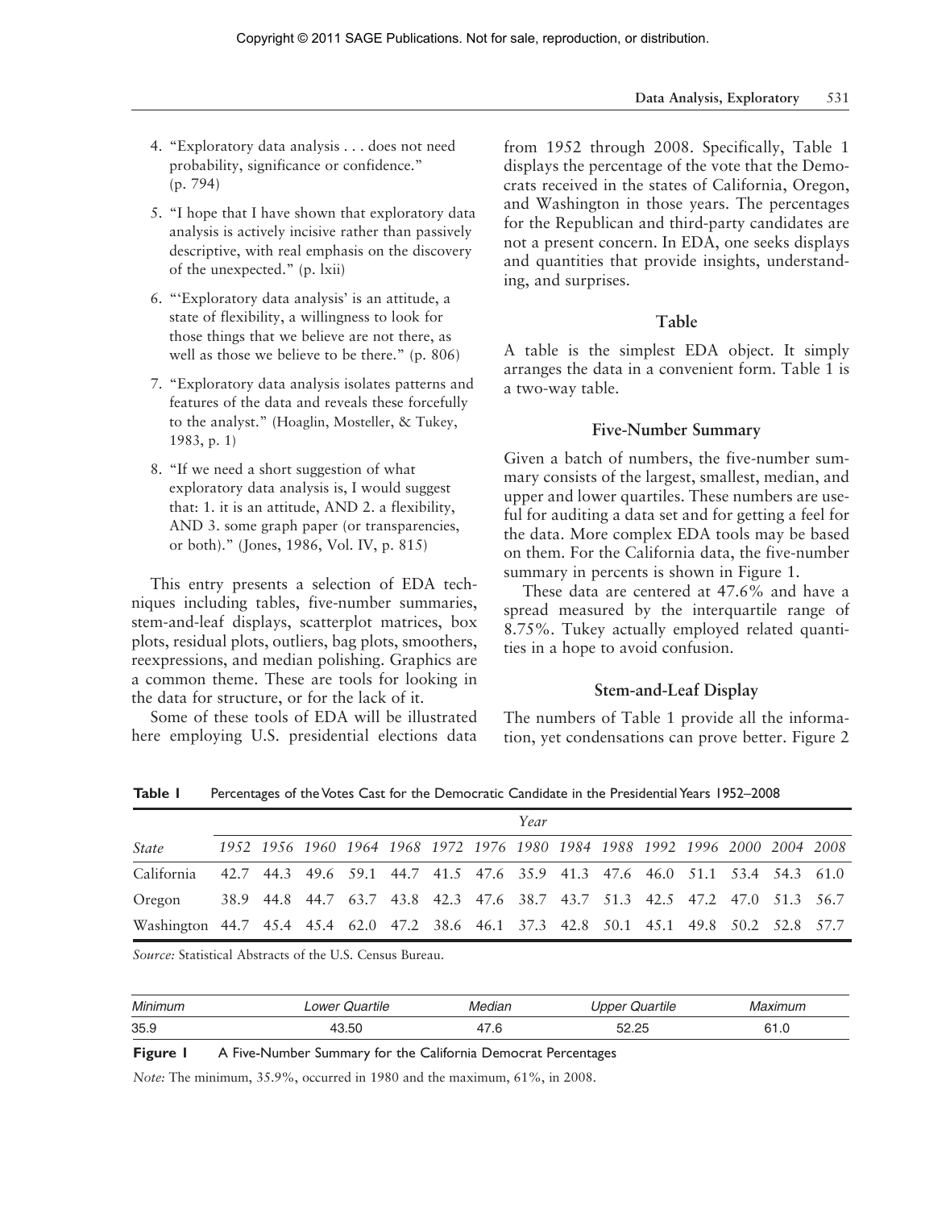4. "Exploratory data analysis . . . does not need probability, significance or confidence." (p. 794)

5. "I hope that I have shown that exploratory data analysis is actively incisive rather than passively descriptive, with real emphasis on the discovery of the unexpected." (p. lxii)

6. "'Exploratory data analysis' is an attitude, a state of flexibility, a willingness to look for those things that we believe are not there, as well as those we believe to be there." (p. 806)

7. "Exploratory data analysis isolates patterns and features of the data and reveals these forcefully to the analyst." (Hoaglin, Mosteller, & Tukey, 1983, p. 1)

8. "If we need a short suggestion of what exploratory data analysis is, I would suggest that: 1. it is an attitude, AND 2. a flexibility, AND 3. some graph paper (or transparencies, or both)." (Jones, 1986, Vol. IV, p. 815)

This entry presents a selection of EDA techniques including tables, five-number summaries, stem-and-leaf displays, scatterplot matrices, box plots, residual plots, outliers, bag plots, smoothers, reexpressions, and median polishing. Graphics are a common theme. These are tools for looking in the data for structure, or for the lack of it.

Some of these tools of EDA will be illustrated here employing U.S. presidential elections data from 1952 through 2008. Specifically, Table 1 displays the percentage of the vote that the Democrats received in the states of California, Oregon, and Washington in those years. The percentages for the Republican and third-party candidates are not a present concern. In EDA, one seeks displays and quantities that provide insights, understanding, and surprises.

## Table

A table is the simplest EDA object. It simply arranges the data in a convenient form. Table 1 is a two-way table.

## Five-Number Summary

Given a batch of numbers, the five-number summary consists of the largest, smallest, median, and upper and lower quartiles. These numbers are useful for auditing a data set and for getting a feel for the data. More complex EDA tools may be based on them. For the California data, the five-number summary in percents is shown in Figure 1.

These data are centered at 47.6% and have a spread measured by the interquartile range of 8.75%. Tukey actually employed related quantities in a hope to avoid confusion.

## Stem-and-Leaf Display

The numbers of Table 1 provide all the information, yet condensations can prove better. Figure 2

**Table 1** Percentages of the Votes Cast for the Democratic Candidate in the Presidential Years 1952–2008

| | *Year* | | | | | | | | | | | | | | |
|---|---|---|---|---|---|---|---|---|---|---|---|---|---|---|---|
| *State* | *1952* | *1956* | *1960* | *1964* | *1968* | *1972* | *1976* | *1980* | *1984* | *1988* | *1992* | *1996* | *2000* | *2004* | *2008* |
| California | 42.7 | 44.3 | 49.6 | 59.1 | 44.7 | 41.5 | 47.6 | 35.9 | 41.3 | 47.6 | 46.0 | 51.1 | 53.4 | 54.3 | 61.0 |
| Oregon | 38.9 | 44.8 | 44.7 | 63.7 | 43.8 | 42.3 | 47.6 | 38.7 | 43.7 | 51.3 | 42.5 | 47.2 | 47.0 | 51.3 | 56.7 |
| Washington | 44.7 | 45.4 | 45.4 | 62.0 | 47.2 | 38.6 | 46.1 | 37.3 | 42.8 | 50.1 | 45.1 | 49.8 | 50.2 | 52.8 | 57.7 |

*Source:* Statistical Abstracts of the U.S. Census Bureau.

| *Minimum* | *Lower Quartile* | *Median* | *Upper Quartile* | *Maximum* |
|---|---|---|---|---|
| 35.9 | 43.50 | 47.6 | 52.25 | 61.0 |

**Figure 1** A Five-Number Summary for the California Democrat Percentages

*Note:* The minimum, 35.9%, occurred in 1980 and the maximum, 61%, in 2008.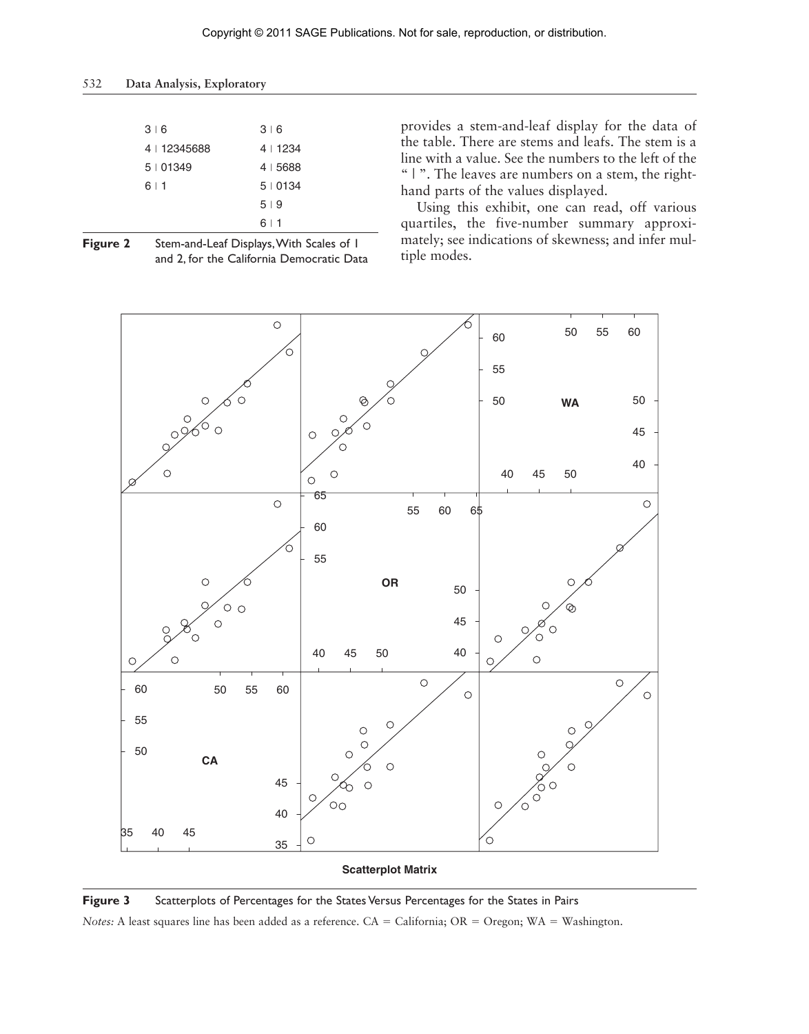| | |
|---|---|
| 3 ǀ 6 | 3 ǀ 6 |
| 4 ǀ 12345688 | 4 ǀ 1234 |
| 5 ǀ 01349 | 4 ǀ 5688 |
| 6 ǀ 1 | 5 ǀ 0134 |
| | 5 ǀ 9 |
| | 6 ǀ 1 |

**Figure 2** Stem-and-Leaf Displays, With Scales of 1 and 2, for the California Democratic Data

provides a stem-and-leaf display for the data of the table. There are stems and leafs. The stem is a line with a value. See the numbers to the left of the " | ". The leaves are numbers on a stem, the right-hand parts of the values displayed.

Using this exhibit, one can read, off various quartiles, the five-number summary approximately; see indications of skewness; and infer multiple modes.

**Figure 3** Scatterplots of Percentages for the States Versus Percentages for the States in Pairs

*Notes:* A least squares line has been added as a reference. CA = California; OR = Oregon; WA = Washington.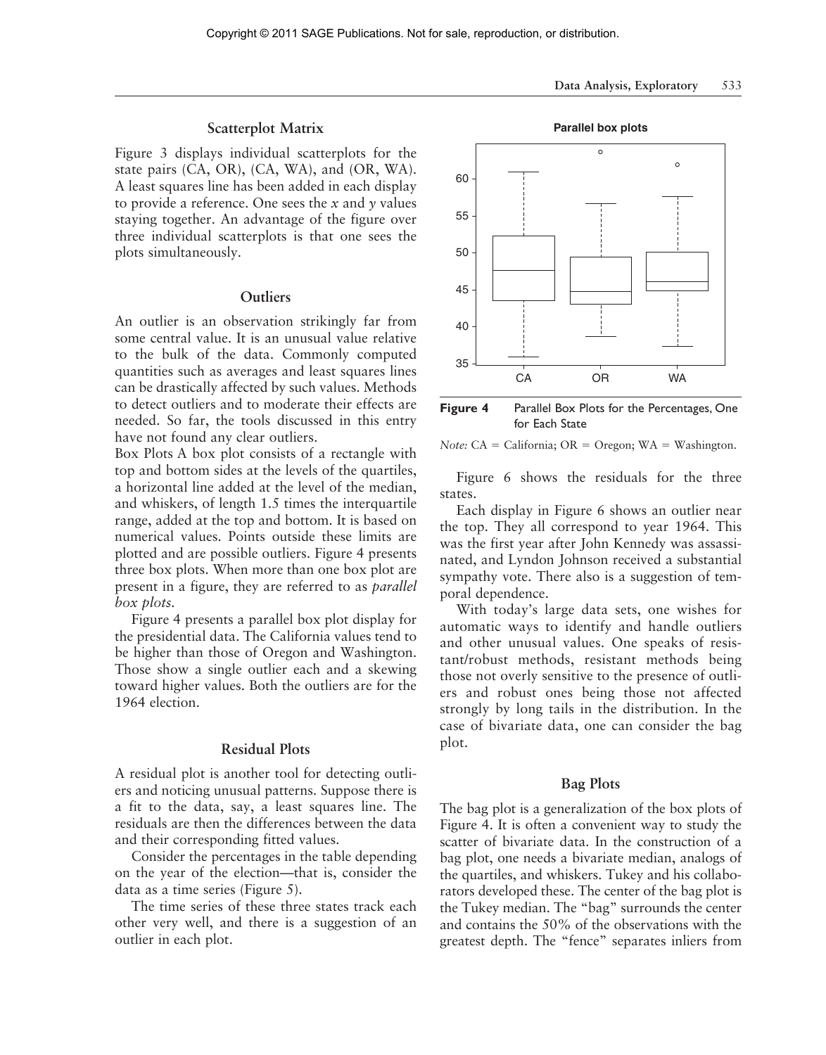## Scatterplot Matrix

Figure 3 displays individual scatterplots for the state pairs (CA, OR), (CA, WA), and (OR, WA). A least squares line has been added in each display to provide a reference. One sees the *x* and *y* values staying together. An advantage of the figure over three individual scatterplots is that one sees the plots simultaneously.

## Outliers

An outlier is an observation strikingly far from some central value. It is an unusual value relative to the bulk of the data. Commonly computed quantities such as averages and least squares lines can be drastically affected by such values. Methods to detect outliers and to moderate their effects are needed. So far, the tools discussed in this entry have not found any clear outliers.

Box Plots A box plot consists of a rectangle with top and bottom sides at the levels of the quartiles, a horizontal line added at the level of the median, and whiskers, of length 1.5 times the interquartile range, added at the top and bottom. It is based on numerical values. Points outside these limits are plotted and are possible outliers. Figure 4 presents three box plots. When more than one box plot are present in a figure, they are referred to as *parallel box plots*.

Figure 4 presents a parallel box plot display for the presidential data. The California values tend to be higher than those of Oregon and Washington. Those show a single outlier each and a skewing toward higher values. Both the outliers are for the 1964 election.

**Figure 4** Parallel Box Plots for the Percentages, One for Each State

*Note:* CA = California; OR = Oregon; WA = Washington.

## Residual Plots

A residual plot is another tool for detecting outliers and noticing unusual patterns. Suppose there is a fit to the data, say, a least squares line. The residuals are then the differences between the data and their corresponding fitted values.

Consider the percentages in the table depending on the year of the election—that is, consider the data as a time series (Figure 5).

The time series of these three states track each other very well, and there is a suggestion of an outlier in each plot.

Figure 6 shows the residuals for the three states.

Each display in Figure 6 shows an outlier near the top. They all correspond to year 1964. This was the first year after John Kennedy was assassinated, and Lyndon Johnson received a substantial sympathy vote. There also is a suggestion of temporal dependence.

With today's large data sets, one wishes for automatic ways to identify and handle outliers and other unusual values. One speaks of resistant/robust methods, resistant methods being those not overly sensitive to the presence of outliers and robust ones being those not affected strongly by long tails in the distribution. In the case of bivariate data, one can consider the bag plot.

## Bag Plots

The bag plot is a generalization of the box plots of Figure 4. It is often a convenient way to study the scatter of bivariate data. In the construction of a bag plot, one needs a bivariate median, analogs of the quartiles, and whiskers. Tukey and his collaborators developed these. The center of the bag plot is the Tukey median. The "bag" surrounds the center and contains the 50% of the observations with the greatest depth. The "fence" separates inliers from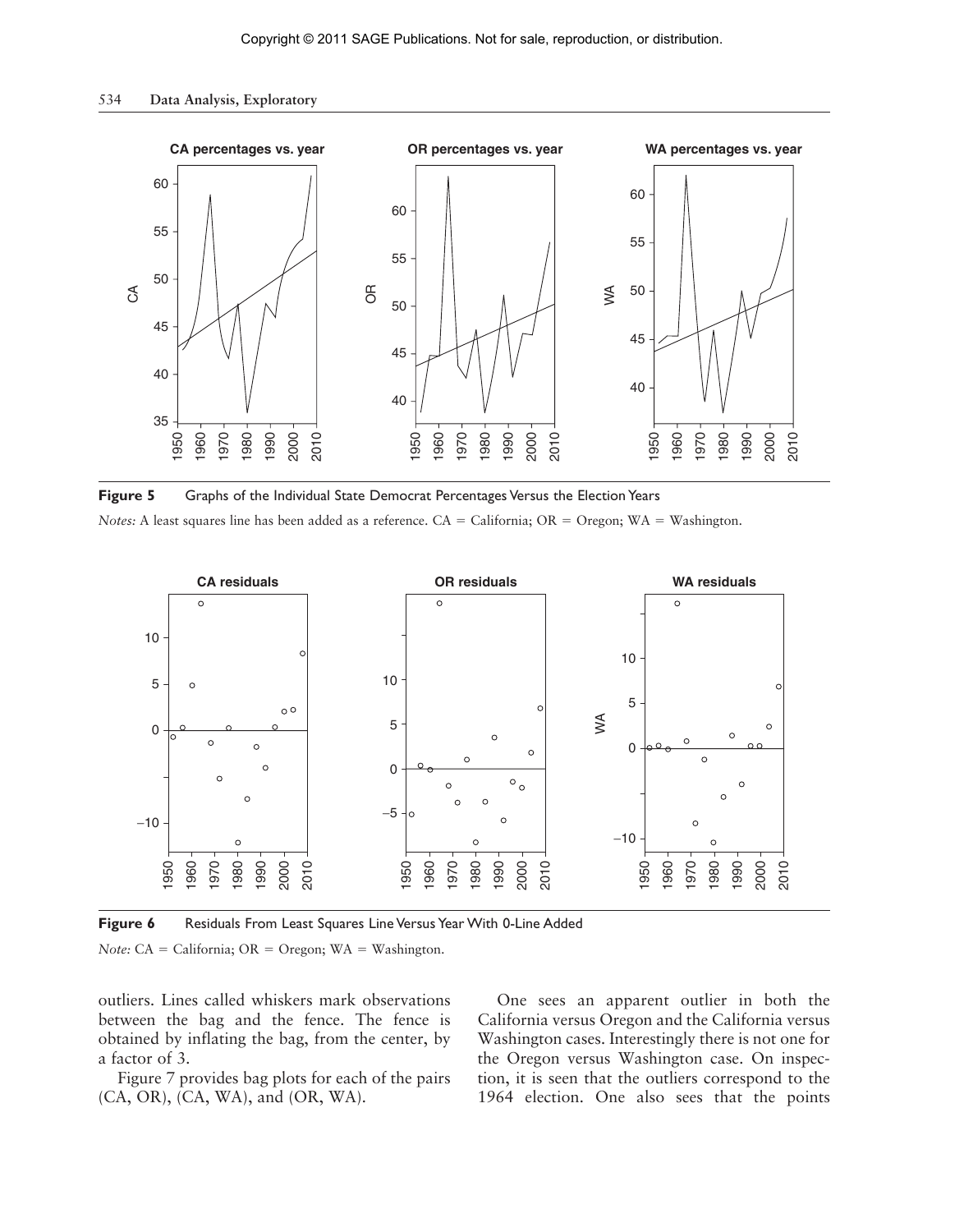**Figure 5** Graphs of the Individual State Democrat Percentages Versus the Election Years

*Notes:* A least squares line has been added as a reference. CA = California; OR = Oregon; WA = Washington.

**Figure 6** Residuals From Least Squares Line Versus Year With 0-Line Added

*Note:* CA = California; OR = Oregon; WA = Washington.

outliers. Lines called whiskers mark observations between the bag and the fence. The fence is obtained by inflating the bag, from the center, by a factor of 3.

Figure 7 provides bag plots for each of the pairs (CA, OR), (CA, WA), and (OR, WA).

One sees an apparent outlier in both the California versus Oregon and the California versus Washington cases. Interestingly there is not one for the Oregon versus Washington case. On inspection, it is seen that the outliers correspond to the 1964 election. One also sees that the points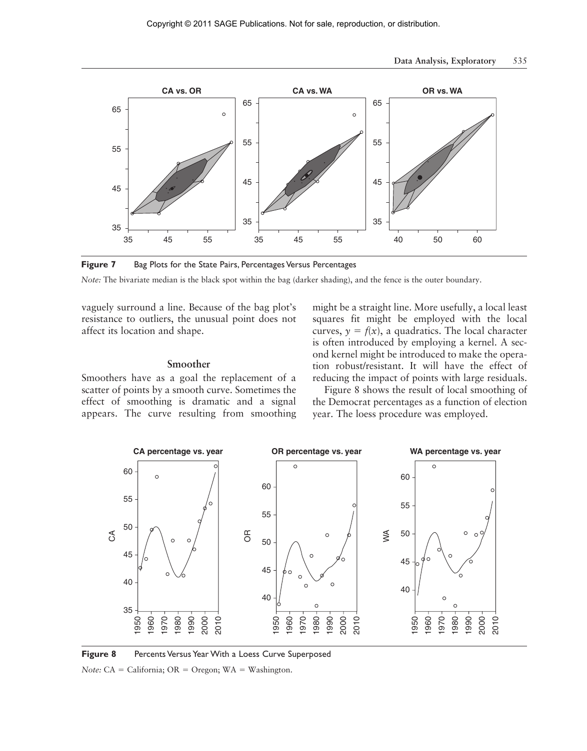Figure 7 Bag Plots for the State Pairs, Percentages Versus Percentages

*Note:* The bivariate median is the black spot within the bag (darker shading), and the fence is the outer boundary.

vaguely surround a line. Because of the bag plot's resistance to outliers, the unusual point does not affect its location and shape.

### Smoother

Smoothers have as a goal the replacement of a scatter of points by a smooth curve. Sometimes the effect of smoothing is dramatic and a signal appears. The curve resulting from smoothing might be a straight line. More usefully, a local least squares fit might be employed with the local curves, $y = f(x)$, a quadratics. The local character is often introduced by employing a kernel. A second kernel might be introduced to make the operation robust/resistant. It will have the effect of reducing the impact of points with large residuals.

Figure 8 shows the result of local smoothing of the Democrat percentages as a function of election year. The loess procedure was employed.

Figure 8 Percents Versus Year With a Loess Curve Superposed

*Note:* CA = California; OR = Oregon; WA = Washington.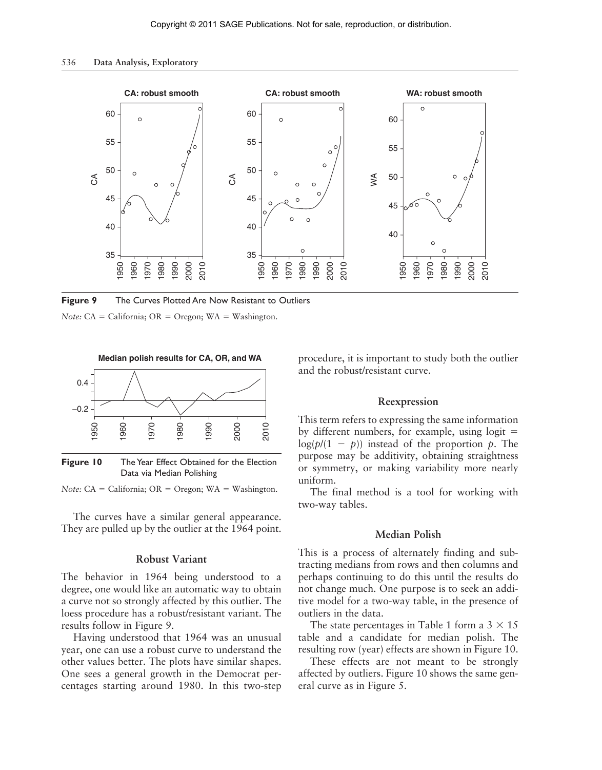**Figure 9** The Curves Plotted Are Now Resistant to Outliers

*Note:* CA = California; OR = Oregon; WA = Washington.

**Figure 10** The Year Effect Obtained for the Election Data via Median Polishing

*Note:* CA = California; OR = Oregon; WA = Washington.

The curves have a similar general appearance. They are pulled up by the outlier at the 1964 point.

### Robust Variant

The behavior in 1964 being understood to a degree, one would like an automatic way to obtain a curve not so strongly affected by this outlier. The loess procedure has a robust/resistant variant. The results follow in Figure 9.

Having understood that 1964 was an unusual year, one can use a robust curve to understand the other values better. The plots have similar shapes. One sees a general growth in the Democrat percentages starting around 1980. In this two-step procedure, it is important to study both the outlier and the robust/resistant curve.

### Reexpression

This term refers to expressing the same information by different numbers, for example, using logit = $\log(p/(1 - p))$ instead of the proportion $p$. The purpose may be additivity, obtaining straightness or symmetry, or making variability more nearly uniform.

The final method is a tool for working with two-way tables.

### Median Polish

This is a process of alternately finding and subtracting medians from rows and then columns and perhaps continuing to do this until the results do not change much. One purpose is to seek an additive model for a two-way table, in the presence of outliers in the data.

The state percentages in Table 1 form a $3 \times 15$ table and a candidate for median polish. The resulting row (year) effects are shown in Figure 10.

These effects are not meant to be strongly affected by outliers. Figure 10 shows the same general curve as in Figure 5.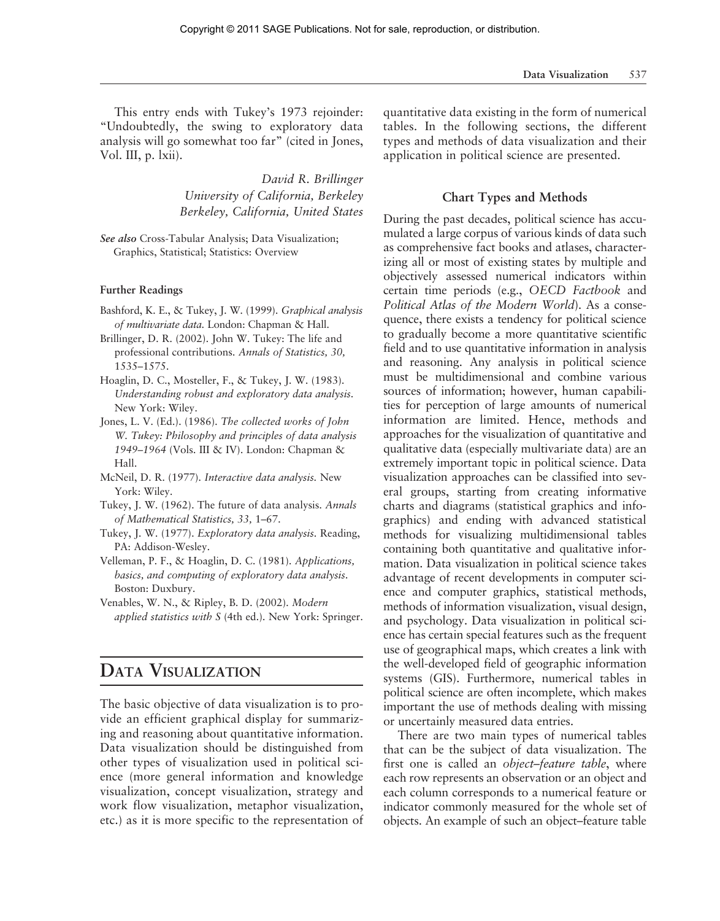This entry ends with Tukey's 1973 rejoinder: "Undoubtedly, the swing to exploratory data analysis will go somewhat too far" (cited in Jones, Vol. III, p. lxii).

*David R. Brillinger*
*University of California, Berkeley*
*Berkeley, California, United States*

***See also*** Cross-Tabular Analysis; Data Visualization; Graphics, Statistical; Statistics: Overview

#### Further Readings

Bashford, K. E., & Tukey, J. W. (1999). *Graphical analysis of multivariate data.* London: Chapman & Hall.

Brillinger, D. R. (2002). John W. Tukey: The life and professional contributions. *Annals of Statistics, 30,* 1535–1575.

Hoaglin, D. C., Mosteller, F., & Tukey, J. W. (1983). *Understanding robust and exploratory data analysis.* New York: Wiley.

Jones, L. V. (Ed.). (1986). *The collected works of John W. Tukey: Philosophy and principles of data analysis 1949–1964* (Vols. III & IV). London: Chapman & Hall.

McNeil, D. R. (1977). *Interactive data analysis.* New York: Wiley.

Tukey, J. W. (1962). The future of data analysis. *Annals of Mathematical Statistics, 33,* 1–67.

Tukey, J. W. (1977). *Exploratory data analysis.* Reading, PA: Addison-Wesley.

Velleman, P. F., & Hoaglin, D. C. (1981). *Applications, basics, and computing of exploratory data analysis.* Boston: Duxbury.

Venables, W. N., & Ripley, B. D. (2002). *Modern applied statistics with S* (4th ed.). New York: Springer.

# Data Visualization

The basic objective of data visualization is to provide an efficient graphical display for summarizing and reasoning about quantitative information. Data visualization should be distinguished from other types of visualization used in political science (more general information and knowledge visualization, concept visualization, strategy and work flow visualization, metaphor visualization, etc.) as it is more specific to the representation of quantitative data existing in the form of numerical tables. In the following sections, the different types and methods of data visualization and their application in political science are presented.

## Chart Types and Methods

During the past decades, political science has accumulated a large corpus of various kinds of data such as comprehensive fact books and atlases, characterizing all or most of existing states by multiple and objectively assessed numerical indicators within certain time periods (e.g., *OECD Factbook* and *Political Atlas of the Modern World*). As a consequence, there exists a tendency for political science to gradually become a more quantitative scientific field and to use quantitative information in analysis and reasoning. Any analysis in political science must be multidimensional and combine various sources of information; however, human capabilities for perception of large amounts of numerical information are limited. Hence, methods and approaches for the visualization of quantitative and qualitative data (especially multivariate data) are an extremely important topic in political science. Data visualization approaches can be classified into several groups, starting from creating informative charts and diagrams (statistical graphics and infographics) and ending with advanced statistical methods for visualizing multidimensional tables containing both quantitative and qualitative information. Data visualization in political science takes advantage of recent developments in computer science and computer graphics, statistical methods, methods of information visualization, visual design, and psychology. Data visualization in political science has certain special features such as the frequent use of geographical maps, which creates a link with the well-developed field of geographic information systems (GIS). Furthermore, numerical tables in political science are often incomplete, which makes important the use of methods dealing with missing or uncertainly measured data entries.

There are two main types of numerical tables that can be the subject of data visualization. The first one is called an *object–feature table*, where each row represents an observation or an object and each column corresponds to a numerical feature or indicator commonly measured for the whole set of objects. An example of such an object–feature table